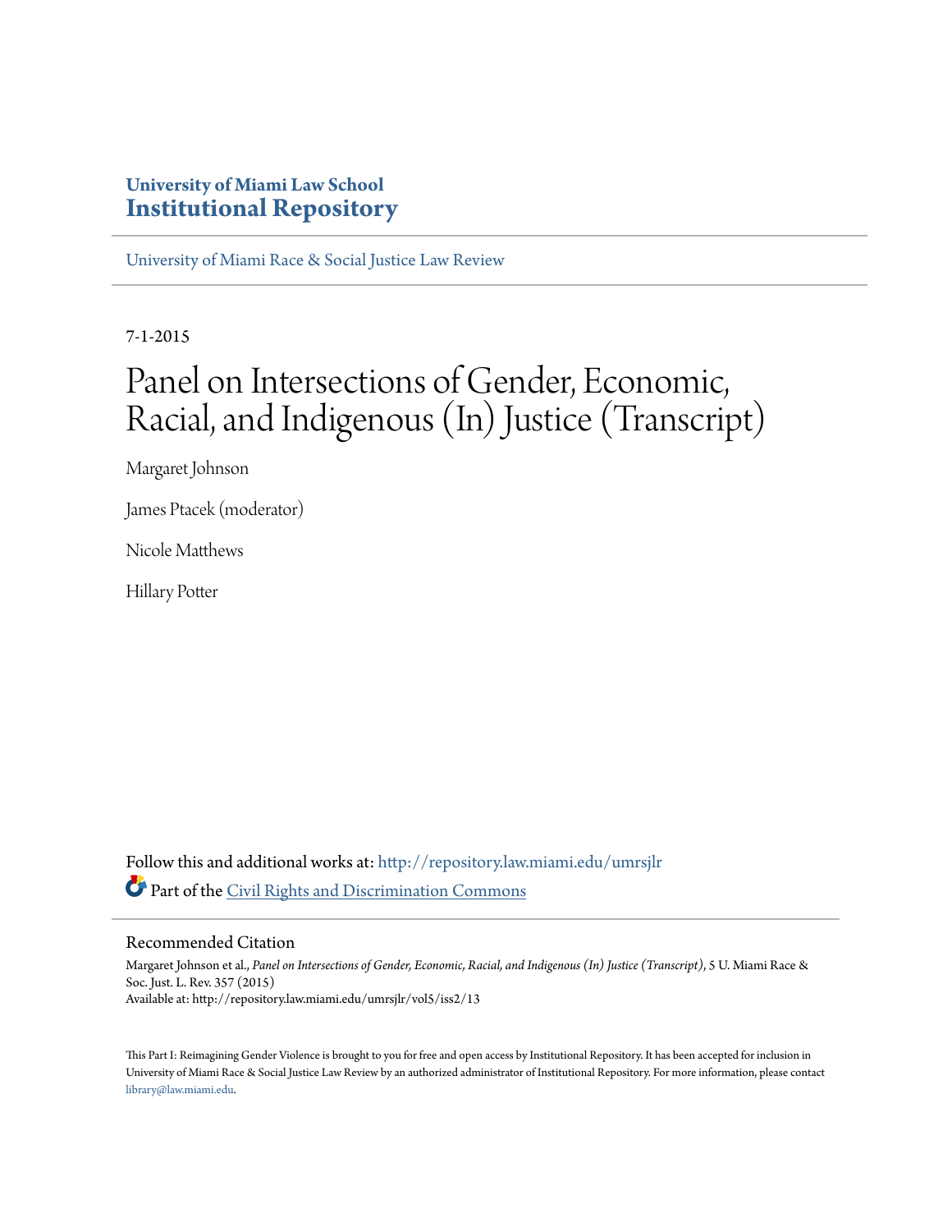# University of Miami Law School
# Institutional Repository

University of Miami Race & Social Justice Law Review

7-1-2015

# Panel on Intersections of Gender, Economic, Racial, and Indigenous (In) Justice (Transcript)

Margaret Johnson

James Ptacek (moderator)

Nicole Matthews

Hillary Potter

Follow this and additional works at: http://repository.law.miami.edu/umrsjlr

Part of the Civil Rights and Discrimination Commons

## Recommended Citation

Margaret Johnson et al., *Panel on Intersections of Gender, Economic, Racial, and Indigenous (In) Justice (Transcript)*, 5 U. Miami Race & Soc. Just. L. Rev. 357 (2015)
Available at: http://repository.law.miami.edu/umrsjlr/vol5/iss2/13

This Part I: Reimagining Gender Violence is brought to you for free and open access by Institutional Repository. It has been accepted for inclusion in University of Miami Race & Social Justice Law Review by an authorized administrator of Institutional Repository. For more information, please contact library@law.miami.edu.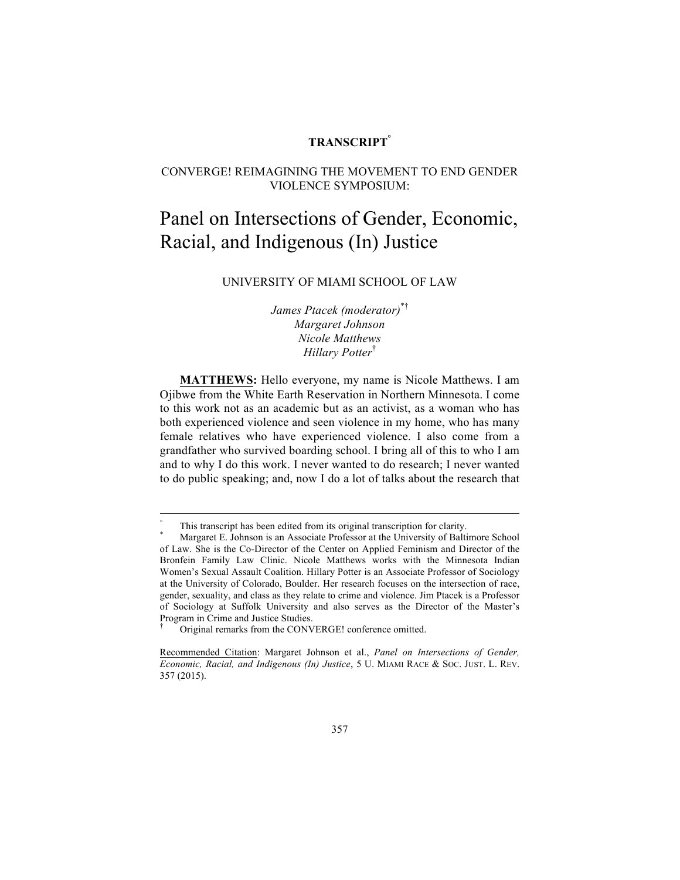**TRANSCRIPT**[°]

CONVERGE! REIMAGINING THE MOVEMENT TO END GENDER VIOLENCE SYMPOSIUM:

# Panel on Intersections of Gender, Economic, Racial, and Indigenous (In) Justice

UNIVERSITY OF MIAMI SCHOOL OF LAW

*James Ptacek (moderator)*[*†]
*Margaret Johnson*
*Nicole Matthews*
*Hillary Potter*[†]

**MATTHEWS:** Hello everyone, my name is Nicole Matthews. I am Ojibwe from the White Earth Reservation in Northern Minnesota. I come to this work not as an academic but as an activist, as a woman who has both experienced violence and seen violence in my home, who has many female relatives who have experienced violence. I also come from a grandfather who survived boarding school. I bring all of this to who I am and to why I do this work. I never wanted to do research; I never wanted to do public speaking; and, now I do a lot of talks about the research that

---

[°] This transcript has been edited from its original transcription for clarity.

[*] Margaret E. Johnson is an Associate Professor at the University of Baltimore School of Law. She is the Co-Director of the Center on Applied Feminism and Director of the Bronfein Family Law Clinic. Nicole Matthews works with the Minnesota Indian Women's Sexual Assault Coalition. Hillary Potter is an Associate Professor of Sociology at the University of Colorado, Boulder. Her research focuses on the intersection of race, gender, sexuality, and class as they relate to crime and violence. Jim Ptacek is a Professor of Sociology at Suffolk University and also serves as the Director of the Master's Program in Crime and Justice Studies.

[†] Original remarks from the CONVERGE! conference omitted.

Recommended Citation: Margaret Johnson et al., *Panel on Intersections of Gender, Economic, Racial, and Indigenous (In) Justice*, 5 U. MIAMI RACE & SOC. JUST. L. REV. 357 (2015).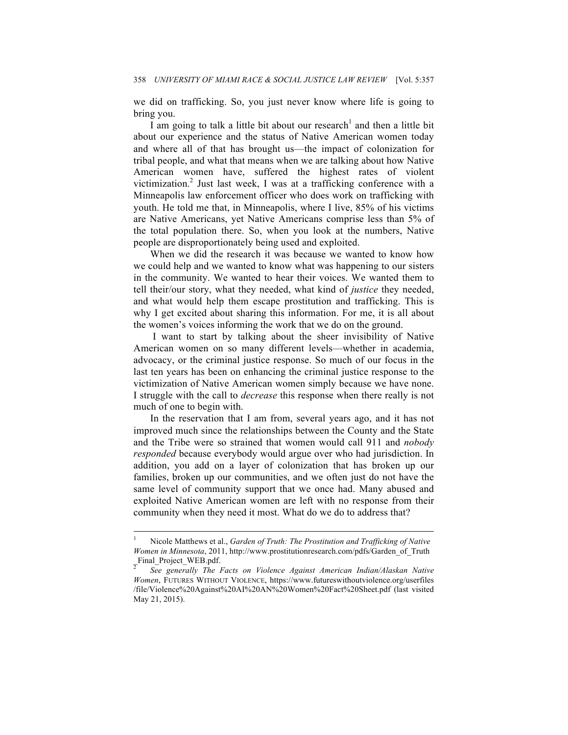we did on trafficking. So, you just never know where life is going to bring you.

I am going to talk a little bit about our research[1] and then a little bit about our experience and the status of Native American women today and where all of that has brought us—the impact of colonization for tribal people, and what that means when we are talking about how Native American women have, suffered the highest rates of violent victimization.[2] Just last week, I was at a trafficking conference with a Minneapolis law enforcement officer who does work on trafficking with youth. He told me that, in Minneapolis, where I live, 85% of his victims are Native Americans, yet Native Americans comprise less than 5% of the total population there. So, when you look at the numbers, Native people are disproportionately being used and exploited.

When we did the research it was because we wanted to know how we could help and we wanted to know what was happening to our sisters in the community. We wanted to hear their voices. We wanted them to tell their/our story, what they needed, what kind of *justice* they needed, and what would help them escape prostitution and trafficking. This is why I get excited about sharing this information. For me, it is all about the women's voices informing the work that we do on the ground.

I want to start by talking about the sheer invisibility of Native American women on so many different levels—whether in academia, advocacy, or the criminal justice response. So much of our focus in the last ten years has been on enhancing the criminal justice response to the victimization of Native American women simply because we have none. I struggle with the call to *decrease* this response when there really is not much of one to begin with.

In the reservation that I am from, several years ago, and it has not improved much since the relationships between the County and the State and the Tribe were so strained that women would call 911 and *nobody responded* because everybody would argue over who had jurisdiction. In addition, you add on a layer of colonization that has broken up our families, broken up our communities, and we often just do not have the same level of community support that we once had. Many abused and exploited Native American women are left with no response from their community when they need it most. What do we do to address that?

---

[1] Nicole Matthews et al., *Garden of Truth: The Prostitution and Trafficking of Native Women in Minnesota*, 2011, http://www.prostitutionresearch.com/pdfs/Garden_of_Truth_Final_Project_WEB.pdf.

[2] *See generally The Facts on Violence Against American Indian/Alaskan Native Women*, FUTURES WITHOUT VIOLENCE, https://www.futureswithoutviolence.org/userfiles/file/Violence%20Against%20AI%20AN%20Women%20Fact%20Sheet.pdf (last visited May 21, 2015).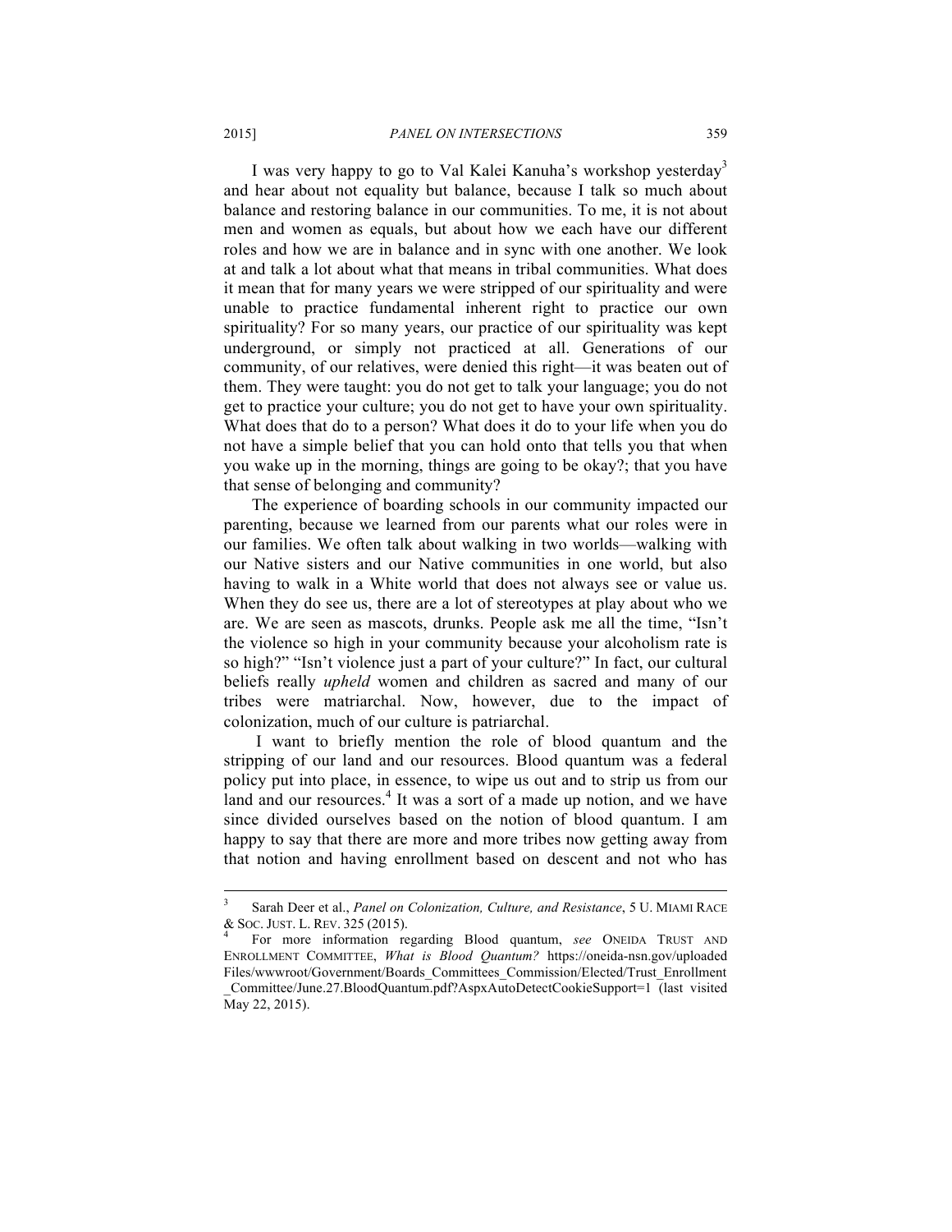I was very happy to go to Val Kalei Kanuha's workshop yesterday[3] and hear about not equality but balance, because I talk so much about balance and restoring balance in our communities. To me, it is not about men and women as equals, but about how we each have our different roles and how we are in balance and in sync with one another. We look at and talk a lot about what that means in tribal communities. What does it mean that for many years we were stripped of our spirituality and were unable to practice fundamental inherent right to practice our own spirituality? For so many years, our practice of our spirituality was kept underground, or simply not practiced at all. Generations of our community, of our relatives, were denied this right—it was beaten out of them. They were taught: you do not get to talk your language; you do not get to practice your culture; you do not get to have your own spirituality. What does that do to a person? What does it do to your life when you do not have a simple belief that you can hold onto that tells you that when you wake up in the morning, things are going to be okay?; that you have that sense of belonging and community?

The experience of boarding schools in our community impacted our parenting, because we learned from our parents what our roles were in our families. We often talk about walking in two worlds—walking with our Native sisters and our Native communities in one world, but also having to walk in a White world that does not always see or value us. When they do see us, there are a lot of stereotypes at play about who we are. We are seen as mascots, drunks. People ask me all the time, "Isn't the violence so high in your community because your alcoholism rate is so high?" "Isn't violence just a part of your culture?" In fact, our cultural beliefs really *upheld* women and children as sacred and many of our tribes were matriarchal. Now, however, due to the impact of colonization, much of our culture is patriarchal.

I want to briefly mention the role of blood quantum and the stripping of our land and our resources. Blood quantum was a federal policy put into place, in essence, to wipe us out and to strip us from our land and our resources.[4] It was a sort of a made up notion, and we have since divided ourselves based on the notion of blood quantum. I am happy to say that there are more and more tribes now getting away from that notion and having enrollment based on descent and not who has

---

[3] Sarah Deer et al., *Panel on Colonization, Culture, and Resistance*, 5 U. MIAMI RACE & SOC. JUST. L. REV. 325 (2015).

[4] For more information regarding Blood quantum, *see* ONEIDA TRUST AND ENROLLMENT COMMITTEE, *What is Blood Quantum?* https://oneida-nsn.gov/uploadedFiles/wwwroot/Government/Boards_Committees_Commission/Elected/Trust_Enrollment_Committee/June.27.BloodQuantum.pdf?AspxAutoDetectCookieSupport=1 (last visited May 22, 2015).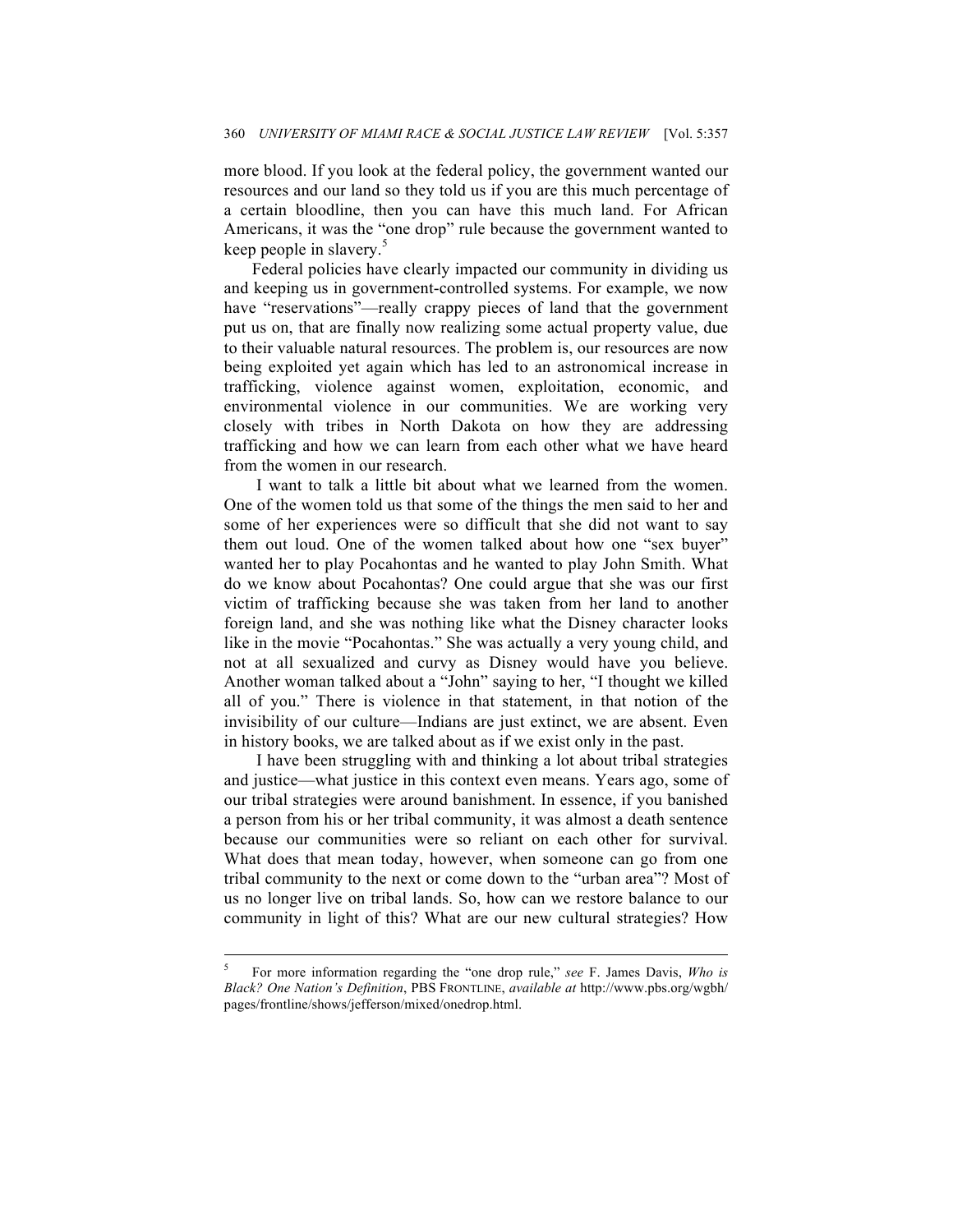more blood. If you look at the federal policy, the government wanted our resources and our land so they told us if you are this much percentage of a certain bloodline, then you can have this much land. For African Americans, it was the "one drop" rule because the government wanted to keep people in slavery.[5]

Federal policies have clearly impacted our community in dividing us and keeping us in government-controlled systems. For example, we now have "reservations"—really crappy pieces of land that the government put us on, that are finally now realizing some actual property value, due to their valuable natural resources. The problem is, our resources are now being exploited yet again which has led to an astronomical increase in trafficking, violence against women, exploitation, economic, and environmental violence in our communities. We are working very closely with tribes in North Dakota on how they are addressing trafficking and how we can learn from each other what we have heard from the women in our research.

I want to talk a little bit about what we learned from the women. One of the women told us that some of the things the men said to her and some of her experiences were so difficult that she did not want to say them out loud. One of the women talked about how one "sex buyer" wanted her to play Pocahontas and he wanted to play John Smith. What do we know about Pocahontas? One could argue that she was our first victim of trafficking because she was taken from her land to another foreign land, and she was nothing like what the Disney character looks like in the movie "Pocahontas." She was actually a very young child, and not at all sexualized and curvy as Disney would have you believe. Another woman talked about a "John" saying to her, "I thought we killed all of you." There is violence in that statement, in that notion of the invisibility of our culture—Indians are just extinct, we are absent. Even in history books, we are talked about as if we exist only in the past.

I have been struggling with and thinking a lot about tribal strategies and justice—what justice in this context even means. Years ago, some of our tribal strategies were around banishment. In essence, if you banished a person from his or her tribal community, it was almost a death sentence because our communities were so reliant on each other for survival. What does that mean today, however, when someone can go from one tribal community to the next or come down to the "urban area"? Most of us no longer live on tribal lands. So, how can we restore balance to our community in light of this? What are our new cultural strategies? How

---

[5] For more information regarding the "one drop rule," *see* F. James Davis, *Who is Black? One Nation's Definition*, PBS FRONTLINE, *available at* http://www.pbs.org/wgbh/pages/frontline/shows/jefferson/mixed/onedrop.html.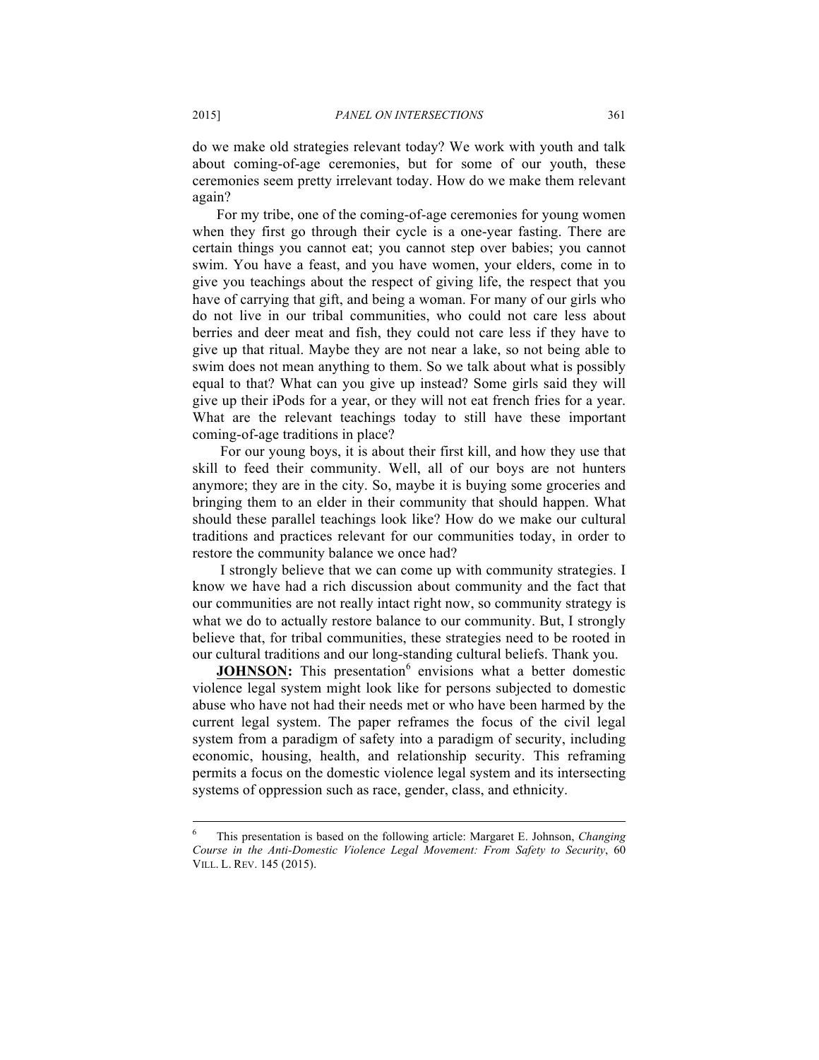do we make old strategies relevant today? We work with youth and talk about coming-of-age ceremonies, but for some of our youth, these ceremonies seem pretty irrelevant today. How do we make them relevant again?

For my tribe, one of the coming-of-age ceremonies for young women when they first go through their cycle is a one-year fasting. There are certain things you cannot eat; you cannot step over babies; you cannot swim. You have a feast, and you have women, your elders, come in to give you teachings about the respect of giving life, the respect that you have of carrying that gift, and being a woman. For many of our girls who do not live in our tribal communities, who could not care less about berries and deer meat and fish, they could not care less if they have to give up that ritual. Maybe they are not near a lake, so not being able to swim does not mean anything to them. So we talk about what is possibly equal to that? What can you give up instead? Some girls said they will give up their iPods for a year, or they will not eat french fries for a year. What are the relevant teachings today to still have these important coming-of-age traditions in place?

For our young boys, it is about their first kill, and how they use that skill to feed their community. Well, all of our boys are not hunters anymore; they are in the city. So, maybe it is buying some groceries and bringing them to an elder in their community that should happen. What should these parallel teachings look like? How do we make our cultural traditions and practices relevant for our communities today, in order to restore the community balance we once had?

I strongly believe that we can come up with community strategies. I know we have had a rich discussion about community and the fact that our communities are not really intact right now, so community strategy is what we do to actually restore balance to our community. But, I strongly believe that, for tribal communities, these strategies need to be rooted in our cultural traditions and our long-standing cultural beliefs. Thank you.

**JOHNSON:** This presentation[6] envisions what a better domestic violence legal system might look like for persons subjected to domestic abuse who have not had their needs met or who have been harmed by the current legal system. The paper reframes the focus of the civil legal system from a paradigm of safety into a paradigm of security, including economic, housing, health, and relationship security. This reframing permits a focus on the domestic violence legal system and its intersecting systems of oppression such as race, gender, class, and ethnicity.

---

[6] This presentation is based on the following article: Margaret E. Johnson, *Changing Course in the Anti-Domestic Violence Legal Movement: From Safety to Security*, 60 VILL. L. REV. 145 (2015).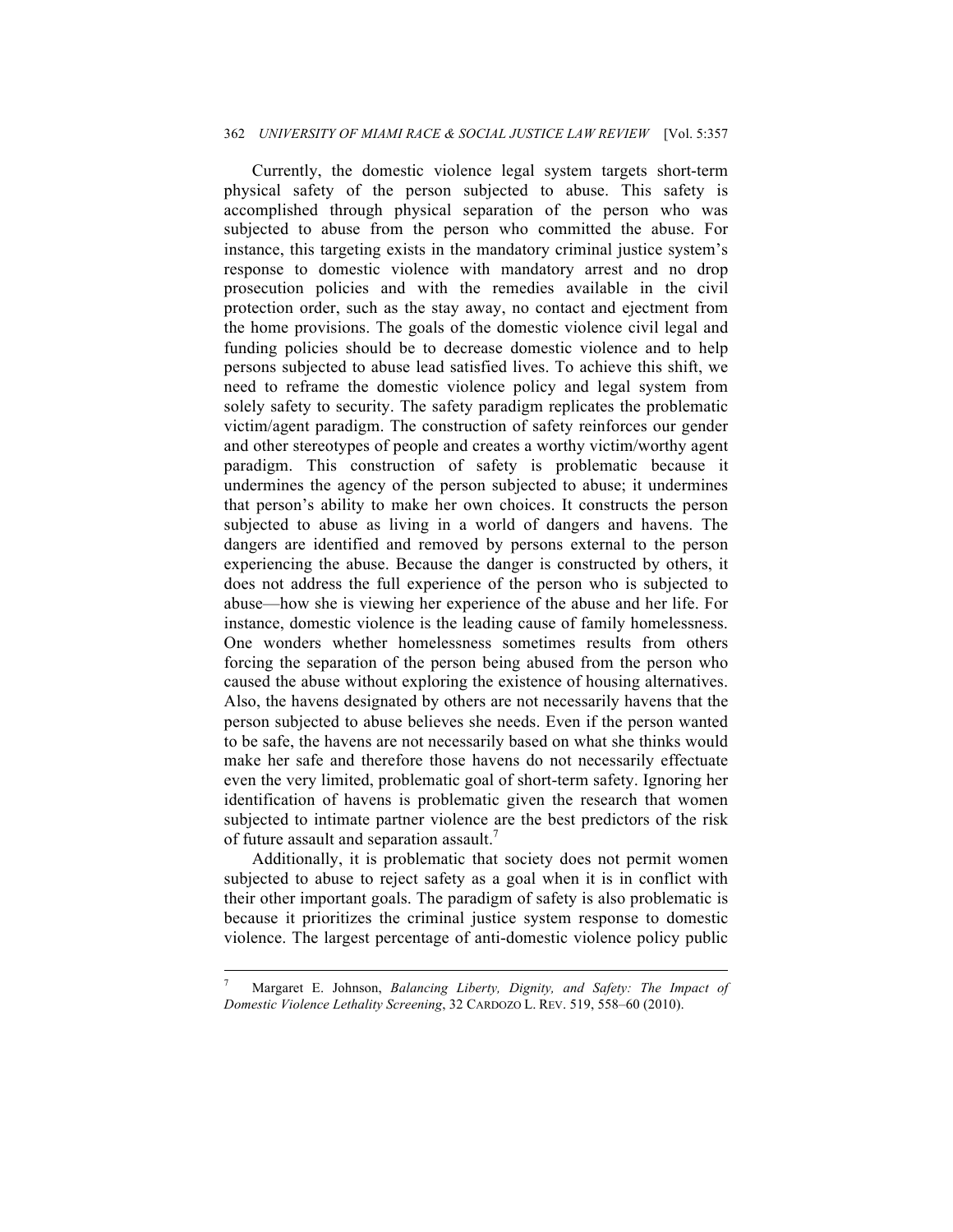Currently, the domestic violence legal system targets short-term physical safety of the person subjected to abuse. This safety is accomplished through physical separation of the person who was subjected to abuse from the person who committed the abuse. For instance, this targeting exists in the mandatory criminal justice system's response to domestic violence with mandatory arrest and no drop prosecution policies and with the remedies available in the civil protection order, such as the stay away, no contact and ejectment from the home provisions. The goals of the domestic violence civil legal and funding policies should be to decrease domestic violence and to help persons subjected to abuse lead satisfied lives. To achieve this shift, we need to reframe the domestic violence policy and legal system from solely safety to security. The safety paradigm replicates the problematic victim/agent paradigm. The construction of safety reinforces our gender and other stereotypes of people and creates a worthy victim/worthy agent paradigm. This construction of safety is problematic because it undermines the agency of the person subjected to abuse; it undermines that person's ability to make her own choices. It constructs the person subjected to abuse as living in a world of dangers and havens. The dangers are identified and removed by persons external to the person experiencing the abuse. Because the danger is constructed by others, it does not address the full experience of the person who is subjected to abuse—how she is viewing her experience of the abuse and her life. For instance, domestic violence is the leading cause of family homelessness. One wonders whether homelessness sometimes results from others forcing the separation of the person being abused from the person who caused the abuse without exploring the existence of housing alternatives. Also, the havens designated by others are not necessarily havens that the person subjected to abuse believes she needs. Even if the person wanted to be safe, the havens are not necessarily based on what she thinks would make her safe and therefore those havens do not necessarily effectuate even the very limited, problematic goal of short-term safety. Ignoring her identification of havens is problematic given the research that women subjected to intimate partner violence are the best predictors of the risk of future assault and separation assault.[7]

Additionally, it is problematic that society does not permit women subjected to abuse to reject safety as a goal when it is in conflict with their other important goals. The paradigm of safety is also problematic is because it prioritizes the criminal justice system response to domestic violence. The largest percentage of anti-domestic violence policy public

---

[7] Margaret E. Johnson, *Balancing Liberty, Dignity, and Safety: The Impact of Domestic Violence Lethality Screening*, 32 CARDOZO L. REV. 519, 558–60 (2010).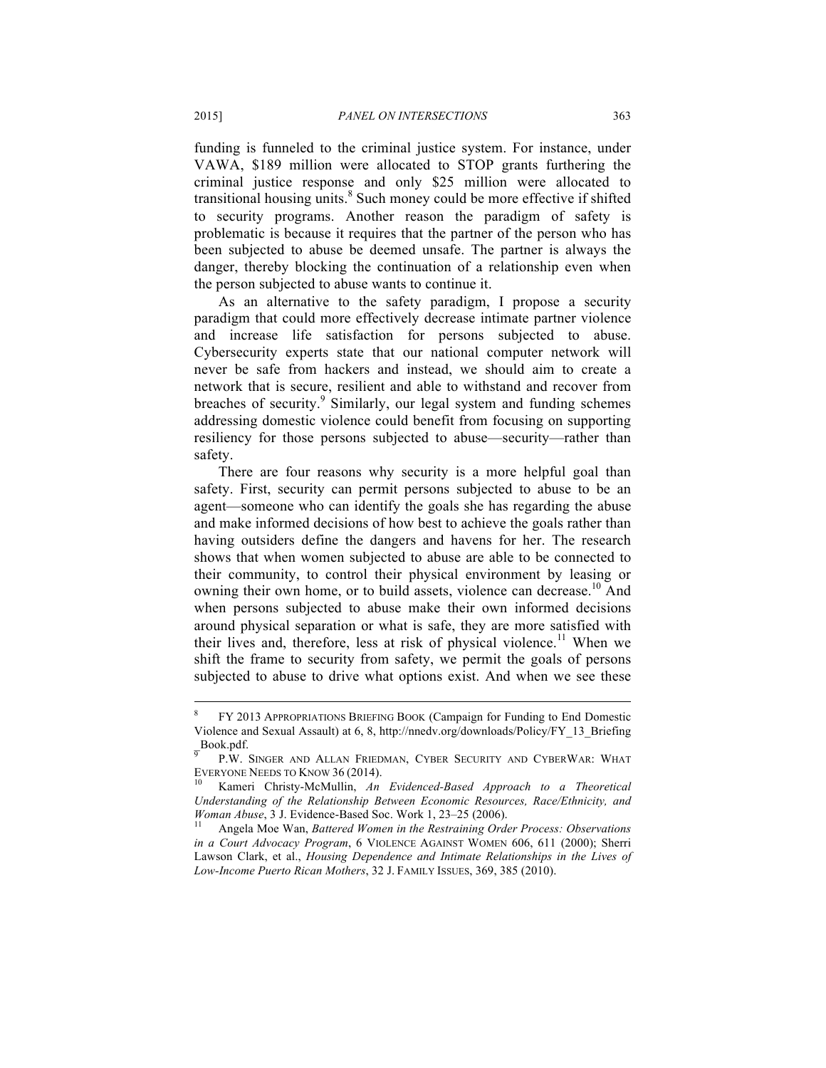funding is funneled to the criminal justice system. For instance, under VAWA, $189 million were allocated to STOP grants furthering the criminal justice response and only $25 million were allocated to transitional housing units.[8] Such money could be more effective if shifted to security programs. Another reason the paradigm of safety is problematic is because it requires that the partner of the person who has been subjected to abuse be deemed unsafe. The partner is always the danger, thereby blocking the continuation of a relationship even when the person subjected to abuse wants to continue it.

As an alternative to the safety paradigm, I propose a security paradigm that could more effectively decrease intimate partner violence and increase life satisfaction for persons subjected to abuse. Cybersecurity experts state that our national computer network will never be safe from hackers and instead, we should aim to create a network that is secure, resilient and able to withstand and recover from breaches of security.[9] Similarly, our legal system and funding schemes addressing domestic violence could benefit from focusing on supporting resiliency for those persons subjected to abuse—security—rather than safety.

There are four reasons why security is a more helpful goal than safety. First, security can permit persons subjected to abuse to be an agent—someone who can identify the goals she has regarding the abuse and make informed decisions of how best to achieve the goals rather than having outsiders define the dangers and havens for her. The research shows that when women subjected to abuse are able to be connected to their community, to control their physical environment by leasing or owning their own home, or to build assets, violence can decrease.[10] And when persons subjected to abuse make their own informed decisions around physical separation or what is safe, they are more satisfied with their lives and, therefore, less at risk of physical violence.[11] When we shift the frame to security from safety, we permit the goals of persons subjected to abuse to drive what options exist. And when we see these

---

[8] FY 2013 APPROPRIATIONS BRIEFING BOOK (Campaign for Funding to End Domestic Violence and Sexual Assault) at 6, 8, http://nnedv.org/downloads/Policy/FY_13_Briefing_Book.pdf.

[9] P.W. SINGER AND ALLAN FRIEDMAN, CYBER SECURITY AND CYBERWAR: WHAT EVERYONE NEEDS TO KNOW 36 (2014).

[10] Kameri Christy-McMullin, *An Evidenced-Based Approach to a Theoretical Understanding of the Relationship Between Economic Resources, Race/Ethnicity, and Woman Abuse*, 3 J. Evidence-Based Soc. Work 1, 23–25 (2006).

[11] Angela Moe Wan, *Battered Women in the Restraining Order Process: Observations in a Court Advocacy Program*, 6 VIOLENCE AGAINST WOMEN 606, 611 (2000); Sherri Lawson Clark, et al., *Housing Dependence and Intimate Relationships in the Lives of Low-Income Puerto Rican Mothers*, 32 J. FAMILY ISSUES, 369, 385 (2010).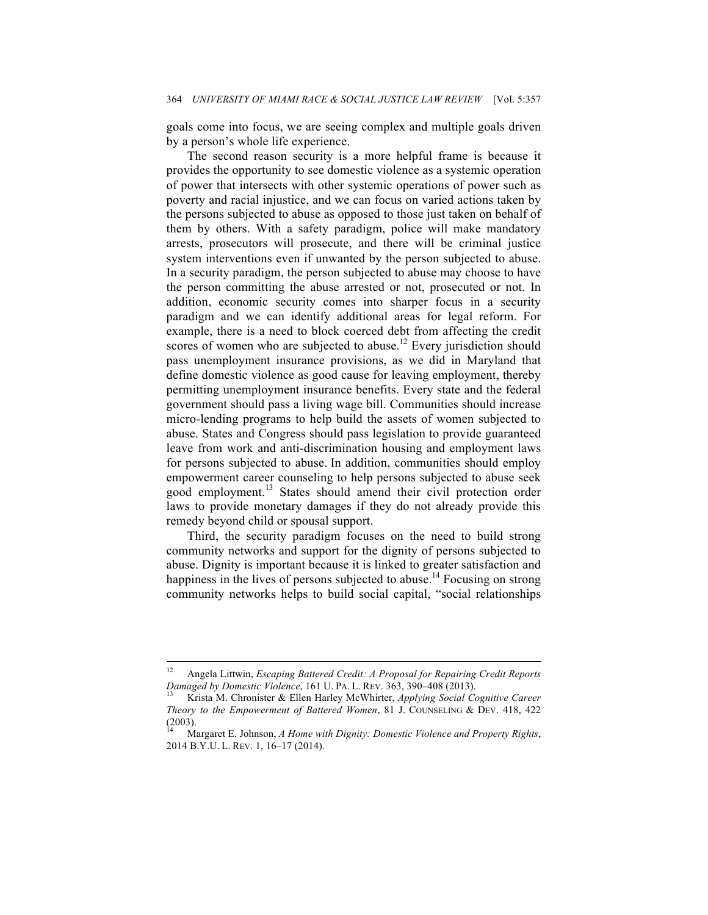goals come into focus, we are seeing complex and multiple goals driven by a person's whole life experience.

The second reason security is a more helpful frame is because it provides the opportunity to see domestic violence as a systemic operation of power that intersects with other systemic operations of power such as poverty and racial injustice, and we can focus on varied actions taken by the persons subjected to abuse as opposed to those just taken on behalf of them by others. With a safety paradigm, police will make mandatory arrests, prosecutors will prosecute, and there will be criminal justice system interventions even if unwanted by the person subjected to abuse. In a security paradigm, the person subjected to abuse may choose to have the person committing the abuse arrested or not, prosecuted or not. In addition, economic security comes into sharper focus in a security paradigm and we can identify additional areas for legal reform. For example, there is a need to block coerced debt from affecting the credit scores of women who are subjected to abuse.[12] Every jurisdiction should pass unemployment insurance provisions, as we did in Maryland that define domestic violence as good cause for leaving employment, thereby permitting unemployment insurance benefits. Every state and the federal government should pass a living wage bill. Communities should increase micro-lending programs to help build the assets of women subjected to abuse. States and Congress should pass legislation to provide guaranteed leave from work and anti-discrimination housing and employment laws for persons subjected to abuse. In addition, communities should employ empowerment career counseling to help persons subjected to abuse seek good employment.[13] States should amend their civil protection order laws to provide monetary damages if they do not already provide this remedy beyond child or spousal support.

Third, the security paradigm focuses on the need to build strong community networks and support for the dignity of persons subjected to abuse. Dignity is important because it is linked to greater satisfaction and happiness in the lives of persons subjected to abuse.[14] Focusing on strong community networks helps to build social capital, "social relationships

---

[12] Angela Littwin, *Escaping Battered Credit: A Proposal for Repairing Credit Reports Damaged by Domestic Violence*, 161 U. PA. L. REV. 363, 390–408 (2013).

[13] Krista M. Chronister & Ellen Harley McWhirter, *Applying Social Cognitive Career Theory to the Empowerment of Battered Women*, 81 J. COUNSELING & DEV. 418, 422 (2003).

[14] Margaret E. Johnson, *A Home with Dignity: Domestic Violence and Property Rights*, 2014 B.Y.U. L. REV. 1, 16–17 (2014).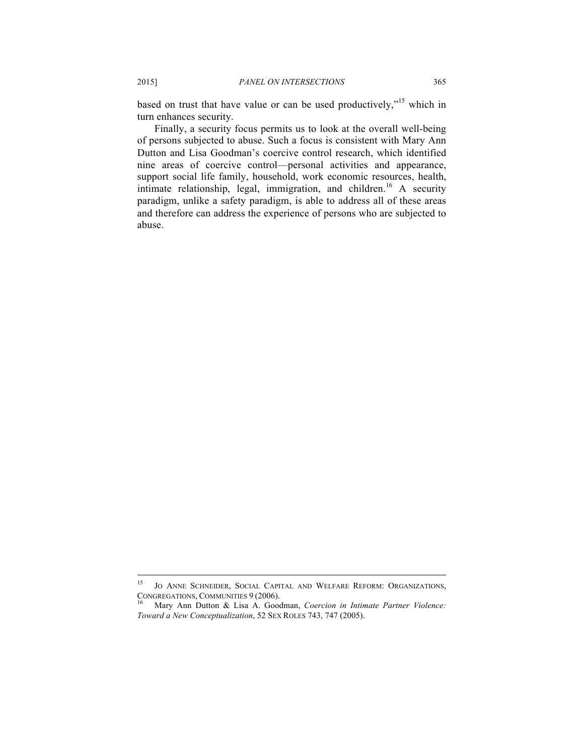based on trust that have value or can be used productively,"[15] which in turn enhances security.

Finally, a security focus permits us to look at the overall well-being of persons subjected to abuse. Such a focus is consistent with Mary Ann Dutton and Lisa Goodman's coercive control research, which identified nine areas of coercive control—personal activities and appearance, support social life family, household, work economic resources, health, intimate relationship, legal, immigration, and children.[16] A security paradigm, unlike a safety paradigm, is able to address all of these areas and therefore can address the experience of persons who are subjected to abuse.

---

[15] JO ANNE SCHNEIDER, SOCIAL CAPITAL AND WELFARE REFORM: ORGANIZATIONS, CONGREGATIONS, COMMUNITIES 9 (2006).

[16] Mary Ann Dutton & Lisa A. Goodman, *Coercion in Intimate Partner Violence: Toward a New Conceptualization*, 52 SEX ROLES 743, 747 (2005).